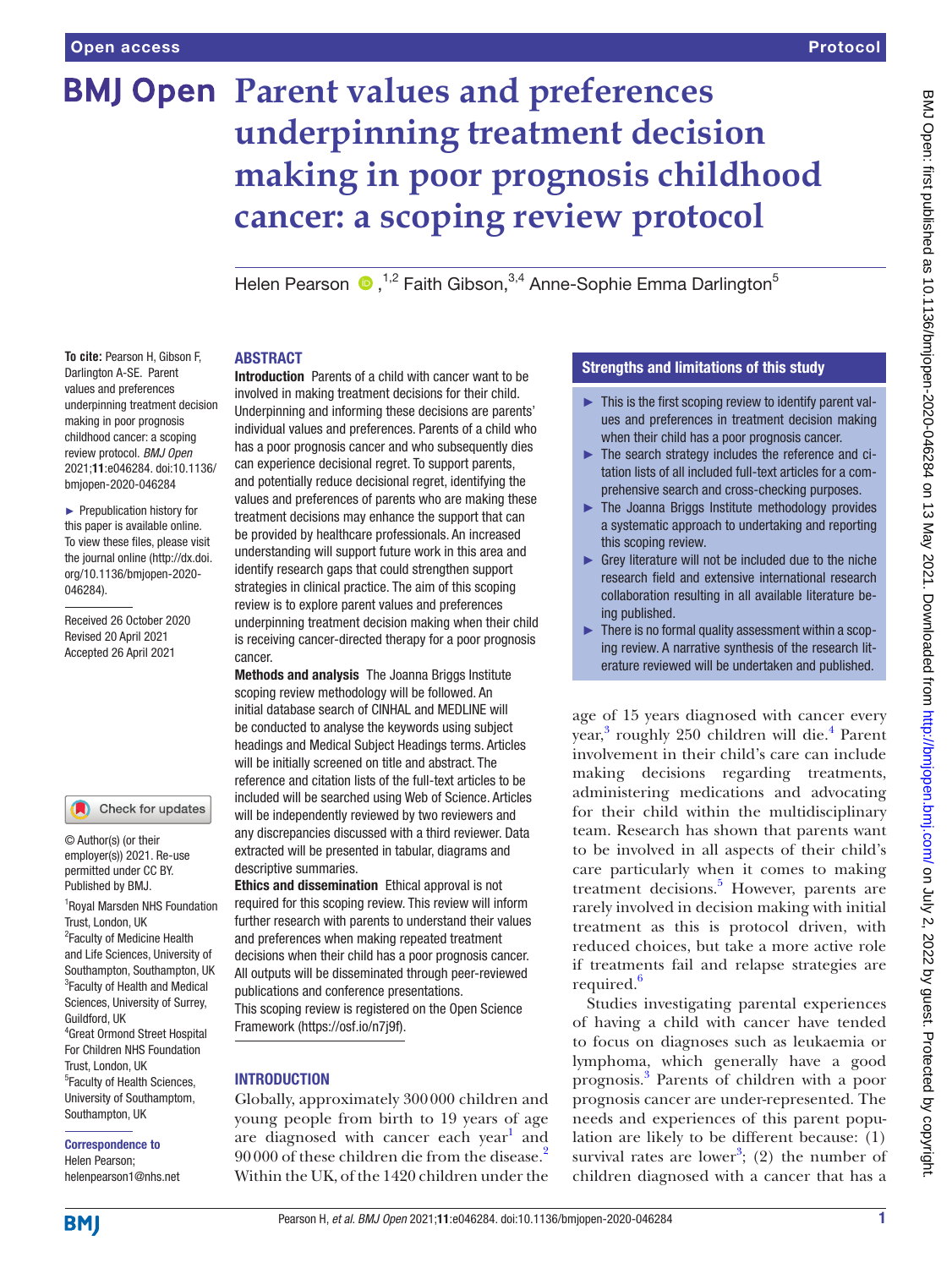# Parent values and preferences underpinning treatment decision making in poor prognosis childhood cancer: a scoping review protocol

Helen Pearson [1,2], Faith Gibson [3,4], Anne-Sophie Emma Darlington [5]

**To cite:** Pearson H, Gibson F, Darlington A-SE. Parent values and preferences underpinning treatment decision making in poor prognosis childhood cancer: a scoping review protocol. *BMJ Open* 2021;**11**:e046284. doi:10.1136/bmjopen-2020-046284

► Prepublication history for this paper is available online. To view these files, please visit the journal online (http://dx.doi.org/10.1136/bmjopen-2020-046284).

Received 26 October 2020
Revised 20 April 2021
Accepted 26 April 2021

© Author(s) (or their employer(s)) 2021. Re-use permitted under CC BY. Published by BMJ.

[1]Royal Marsden NHS Foundation Trust, London, UK
[2]Faculty of Medicine Health and Life Sciences, University of Southampton, Southampton, UK
[3]Faculty of Health and Medical Sciences, University of Surrey, Guildford, UK
[4]Great Ormond Street Hospital For Children NHS Foundation Trust, London, UK
[5]Faculty of Health Sciences, University of Southamptom, Southampton, UK

**Correspondence to**
Helen Pearson;
helenpearson1@nhs.net

## ABSTRACT

**Introduction** Parents of a child with cancer want to be involved in making treatment decisions for their child. Underpinning and informing these decisions are parents' individual values and preferences. Parents of a child who has a poor prognosis cancer and who subsequently dies can experience decisional regret. To support parents, and potentially reduce decisional regret, identifying the values and preferences of parents who are making these treatment decisions may enhance the support that can be provided by healthcare professionals. An increased understanding will support future work in this area and identify research gaps that could strengthen support strategies in clinical practice. The aim of this scoping review is to explore parent values and preferences underpinning treatment decision making when their child is receiving cancer-directed therapy for a poor prognosis cancer.

**Methods and analysis** The Joanna Briggs Institute scoping review methodology will be followed. An initial database search of CINHAL and MEDLINE will be conducted to analyse the keywords using subject headings and Medical Subject Headings terms. Articles will be initially screened on title and abstract. The reference and citation lists of the full-text articles to be included will be searched using Web of Science. Articles will be independently reviewed by two reviewers and any discrepancies discussed with a third reviewer. Data extracted will be presented in tabular, diagrams and descriptive summaries.

**Ethics and dissemination** Ethical approval is not required for this scoping review. This review will inform further research with parents to understand their values and preferences when making repeated treatment decisions when their child has a poor prognosis cancer. All outputs will be disseminated through peer-reviewed publications and conference presentations.

This scoping review is registered on the Open Science Framework (https://osf.io/n7j9f).

### Strengths and limitations of this study

- This is the first scoping review to identify parent values and preferences in treatment decision making when their child has a poor prognosis cancer.
- The search strategy includes the reference and citation lists of all included full-text articles for a comprehensive search and cross-checking purposes.
- The Joanna Briggs Institute methodology provides a systematic approach to undertaking and reporting this scoping review.
- Grey literature will not be included due to the niche research field and extensive international research collaboration resulting in all available literature being published.
- There is no formal quality assessment within a scoping review. A narrative synthesis of the research literature reviewed will be undertaken and published.

## INTRODUCTION

Globally, approximately 300 000 children and young people from birth to 19 years of age are diagnosed with cancer each year[1] and 90 000 of these children die from the disease.[2] Within the UK, of the 1420 children under the age of 15 years diagnosed with cancer every year,[3] roughly 250 children will die.[4] Parent involvement in their child's care can include making decisions regarding treatments, administering medications and advocating for their child within the multidisciplinary team. Research has shown that parents want to be involved in all aspects of their child's care particularly when it comes to making treatment decisions.[5] However, parents are rarely involved in decision making with initial treatment as this is protocol driven, with reduced choices, but take a more active role if treatments fail and relapse strategies are required.[6]

Studies investigating parental experiences of having a child with cancer have tended to focus on diagnoses such as leukaemia or lymphoma, which generally have a good prognosis.[3] Parents of children with a poor prognosis cancer are under-represented. The needs and experiences of this parent population are likely to be different because: (1) survival rates are lower[3]; (2) the number of children diagnosed with a cancer that has a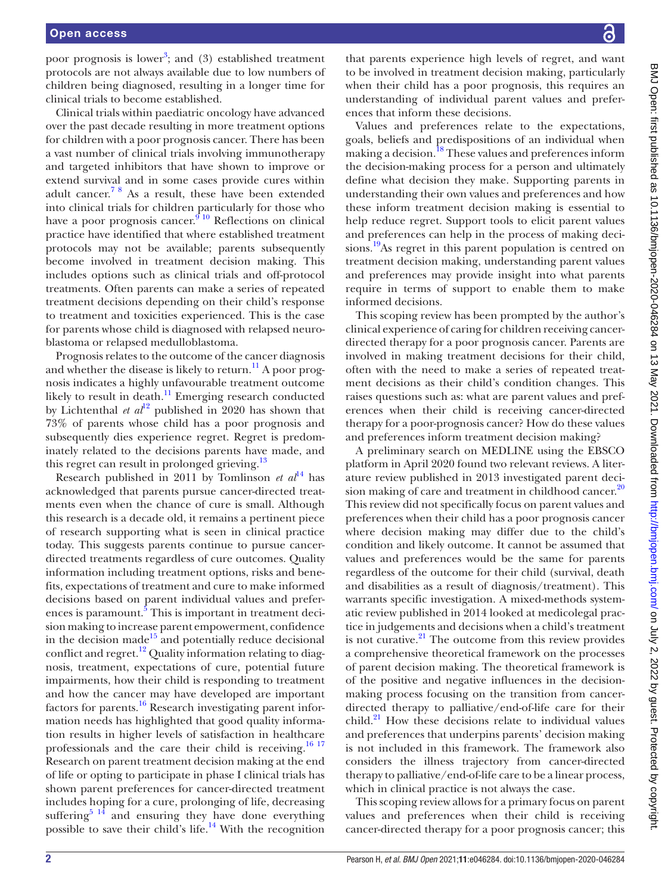poor prognosis is lower[3]; and (3) established treatment protocols are not always available due to low numbers of children being diagnosed, resulting in a longer time for clinical trials to become established.

Clinical trials within paediatric oncology have advanced over the past decade resulting in more treatment options for children with a poor prognosis cancer. There has been a vast number of clinical trials involving immunotherapy and targeted inhibitors that have shown to improve or extend survival and in some cases provide cures within adult cancer.[7 8] As a result, these have been extended into clinical trials for children particularly for those who have a poor prognosis cancer.[9 10] Reflections on clinical practice have identified that where established treatment protocols may not be available; parents subsequently become involved in treatment decision making. This includes options such as clinical trials and off-protocol treatments. Often parents can make a series of repeated treatment decisions depending on their child's response to treatment and toxicities experienced. This is the case for parents whose child is diagnosed with relapsed neuroblastoma or relapsed medulloblastoma.

Prognosis relates to the outcome of the cancer diagnosis and whether the disease is likely to return.[11] A poor prognosis indicates a highly unfavourable treatment outcome likely to result in death.[11] Emerging research conducted by Lichtenthal *et al*[12] published in 2020 has shown that 73% of parents whose child has a poor prognosis and subsequently dies experience regret. Regret is predominately related to the decisions parents have made, and this regret can result in prolonged grieving.[13]

Research published in 2011 by Tomlinson *et al*[14] has acknowledged that parents pursue cancer-directed treatments even when the chance of cure is small. Although this research is a decade old, it remains a pertinent piece of research supporting what is seen in clinical practice today. This suggests parents continue to pursue cancer-directed treatments regardless of cure outcomes. Quality information including treatment options, risks and benefits, expectations of treatment and cure to make informed decisions based on parent individual values and preferences is paramount.[5] This is important in treatment decision making to increase parent empowerment, confidence in the decision made[15] and potentially reduce decisional conflict and regret.[12] Quality information relating to diagnosis, treatment, expectations of cure, potential future impairments, how their child is responding to treatment and how the cancer may have developed are important factors for parents.[16] Research investigating parent information needs has highlighted that good quality information results in higher levels of satisfaction in healthcare professionals and the care their child is receiving.[16 17] Research on parent treatment decision making at the end of life or opting to participate in phase I clinical trials has shown parent preferences for cancer-directed treatment includes hoping for a cure, prolonging of life, decreasing suffering[5 14] and ensuring they have done everything possible to save their child's life.[14] With the recognition that parents experience high levels of regret, and want to be involved in treatment decision making, particularly when their child has a poor prognosis, this requires an understanding of individual parent values and preferences that inform these decisions.

Values and preferences relate to the expectations, goals, beliefs and predispositions of an individual when making a decision.[18] These values and preferences inform the decision-making process for a person and ultimately define what decision they make. Supporting parents in understanding their own values and preferences and how these inform treatment decision making is essential to help reduce regret. Support tools to elicit parent values and preferences can help in the process of making decisions.[19] As regret in this parent population is centred on treatment decision making, understanding parent values and preferences may provide insight into what parents require in terms of support to enable them to make informed decisions.

This scoping review has been prompted by the author's clinical experience of caring for children receiving cancer-directed therapy for a poor prognosis cancer. Parents are involved in making treatment decisions for their child, often with the need to make a series of repeated treatment decisions as their child's condition changes. This raises questions such as: what are parent values and preferences when their child is receiving cancer-directed therapy for a poor-prognosis cancer? How do these values and preferences inform treatment decision making?

A preliminary search on MEDLINE using the EBSCO platform in April 2020 found two relevant reviews. A literature review published in 2013 investigated parent decision making of care and treatment in childhood cancer.[20] This review did not specifically focus on parent values and preferences when their child has a poor prognosis cancer where decision making may differ due to the child's condition and likely outcome. It cannot be assumed that values and preferences would be the same for parents regardless of the outcome for their child (survival, death and disabilities as a result of diagnosis/treatment). This warrants specific investigation. A mixed-methods systematic review published in 2014 looked at medicolegal practice in judgements and decisions when a child's treatment is not curative.[21] The outcome from this review provides a comprehensive theoretical framework on the processes of parent decision making. The theoretical framework is of the positive and negative influences in the decision-making process focusing on the transition from cancer-directed therapy to palliative/end-of-life care for their child.[21] How these decisions relate to individual values and preferences that underpins parents' decision making is not included in this framework. The framework also considers the illness trajectory from cancer-directed therapy to palliative/end-of-life care to be a linear process, which in clinical practice is not always the case.

This scoping review allows for a primary focus on parent values and preferences when their child is receiving cancer-directed therapy for a poor prognosis cancer; this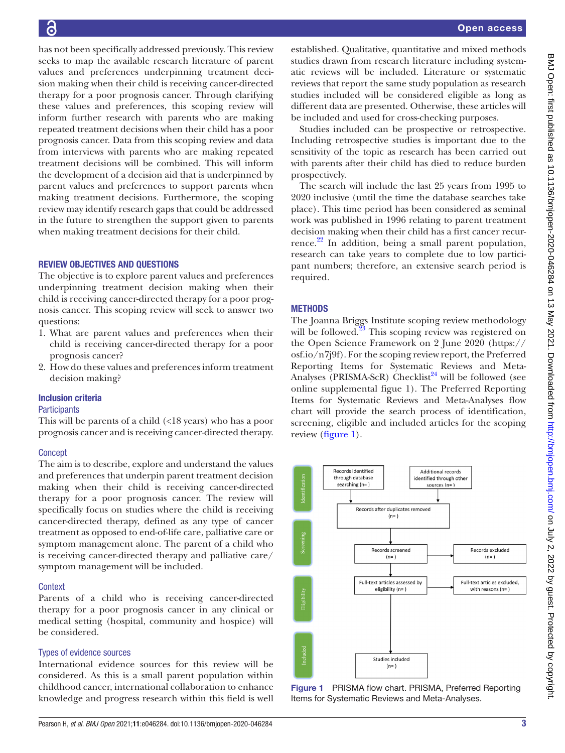has not been specifically addressed previously. This review seeks to map the available research literature of parent values and preferences underpinning treatment decision making when their child is receiving cancer-directed therapy for a poor prognosis cancer. Through clarifying these values and preferences, this scoping review will inform further research with parents who are making repeated treatment decisions when their child has a poor prognosis cancer. Data from this scoping review and data from interviews with parents who are making repeated treatment decisions will be combined. This will inform the development of a decision aid that is underpinned by parent values and preferences to support parents when making treatment decisions. Furthermore, the scoping review may identify research gaps that could be addressed in the future to strengthen the support given to parents when making treatment decisions for their child.

## REVIEW OBJECTIVES AND QUESTIONS

The objective is to explore parent values and preferences underpinning treatment decision making when their child is receiving cancer-directed therapy for a poor prognosis cancer. This scoping review will seek to answer two questions:

1. What are parent values and preferences when their child is receiving cancer-directed therapy for a poor prognosis cancer?
2. How do these values and preferences inform treatment decision making?

### Inclusion criteria

#### Participants

This will be parents of a child (<18 years) who has a poor prognosis cancer and is receiving cancer-directed therapy.

#### Concept

The aim is to describe, explore and understand the values and preferences that underpin parent treatment decision making when their child is receiving cancer-directed therapy for a poor prognosis cancer. The review will specifically focus on studies where the child is receiving cancer-directed therapy, defined as any type of cancer treatment as opposed to end-of-life care, palliative care or symptom management alone. The parent of a child who is receiving cancer-directed therapy and palliative care/symptom management will be included.

#### Context

Parents of a child who is receiving cancer-directed therapy for a poor prognosis cancer in any clinical or medical setting (hospital, community and hospice) will be considered.

#### Types of evidence sources

International evidence sources for this review will be considered. As this is a small parent population within childhood cancer, international collaboration to enhance knowledge and progress research within this field is well established. Qualitative, quantitative and mixed methods studies drawn from research literature including systematic reviews will be included. Literature or systematic reviews that report the same study population as research studies included will be considered eligible as long as different data are presented. Otherwise, these articles will be included and used for cross-checking purposes.

Studies included can be prospective or retrospective. Including retrospective studies is important due to the sensitivity of the topic as research has been carried out with parents after their child has died to reduce burden prospectively.

The search will include the last 25 years from 1995 to 2020 inclusive (until the time the database searches take place). This time period has been considered as seminal work was published in 1996 relating to parent treatment decision making when their child has a first cancer recurrence.[22] In addition, being a small parent population, research can take years to complete due to low participant numbers; therefore, an extensive search period is required.

## METHODS

The Joanna Briggs Institute scoping review methodology will be followed.[23] This scoping review was registered on the Open Science Framework on 2 June 2020 (https://osf.io/n7j9f). For the scoping review report, the Preferred Reporting Items for Systematic Reviews and Meta-Analyses (PRISMA-ScR) Checklist[24] will be followed (see online supplemental figue 1). The Preferred Reporting Items for Systematic Reviews and Meta-Analyses flow chart will provide the search process of identification, screening, eligible and included articles for the scoping review (figure 1).

Identification: Records identified through database searching (n= ); Additional records identified through other sources (n= ); Records after duplicates removed (n= )

Screening: Records screened (n= ); Records excluded (n= )

Eligibility: Full-text articles assessed by eligibility (n= ); Full-text articles excluded, with reasons (n= )

Included: Studies included (n= )

Figure 1 PRISMA flow chart. PRISMA, Preferred Reporting Items for Systematic Reviews and Meta-Analyses.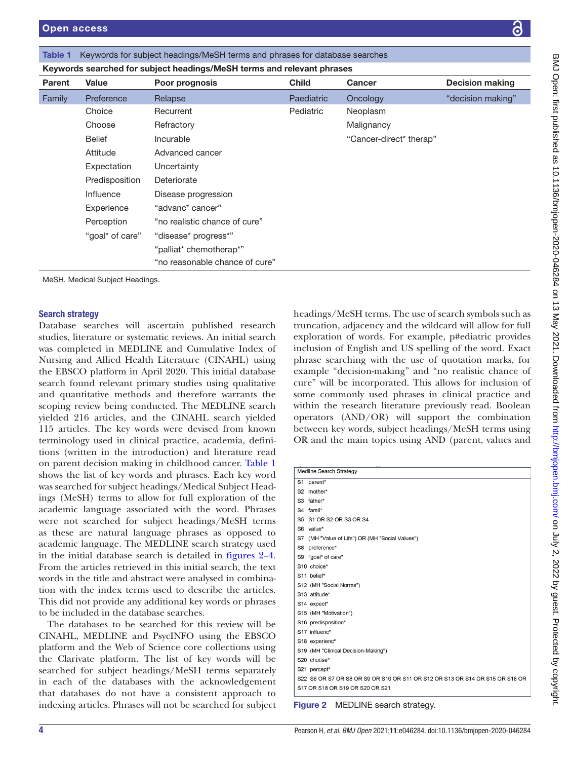**Table 1** Keywords for subject headings/MeSH terms and phrases for database searches

| Parent | Value | Poor prognosis | Child | Cancer | Decision making |
|---|---|---|---|---|---|
| Family | Preference | Relapse | Paediatric | Oncology | "decision making" |
| | Choice | Recurrent | Pediatric | Neoplasm | |
| | Choose | Refractory | | Malignancy | |
| | Belief | Incurable | | "Cancer-direct* therap" | |
| | Attitude | Advanced cancer | | | |
| | Expectation | Uncertainty | | | |
| | Predisposition | Deteriorate | | | |
| | Influence | Disease progression | | | |
| | Experience | "advanc* cancer" | | | |
| | Perception | "no realistic chance of cure" | | | |
| | "goal* of care" | "disease* progress*" | | | |
| | | "palliat* chemotherap*" | | | |
| | | "no reasonable chance of cure" | | | |

MeSH, Medical Subject Headings.

### Search strategy

Database searches will ascertain published research studies, literature or systematic reviews. An initial search was completed in MEDLINE and Cumulative Index of Nursing and Allied Health Literature (CINAHL) using the EBSCO platform in April 2020. This initial database search found relevant primary studies using qualitative and quantitative methods and therefore warrants the scoping review being conducted. The MEDLINE search yielded 216 articles, and the CINAHL search yielded 115 articles. The key words were devised from known terminology used in clinical practice, academia, definitions (written in the introduction) and literature read on parent decision making in childhood cancer. Table 1 shows the list of key words and phrases. Each key word was searched for subject headings/Medical Subject Headings (MeSH) terms to allow for full exploration of the academic language associated with the word. Phrases were not searched for subject headings/MeSH terms as these are natural language phrases as opposed to academic language. The MEDLINE search strategy used in the initial database search is detailed in figures 2–4. From the articles retrieved in this initial search, the text words in the title and abstract were analysed in combination with the index terms used to describe the articles. This did not provide any additional key words or phrases to be included in the database searches.

The databases to be searched for this review will be CINAHL, MEDLINE and PsycINFO using the EBSCO platform and the Web of Science core collections using the Clarivate platform. The list of key words will be searched for subject headings/MeSH terms separately in each of the databases with the acknowledgement that databases do not have a consistent approach to indexing articles. Phrases will not be searched for subject headings/MeSH terms. The use of search symbols such as truncation, adjacency and the wildcard will allow for full exploration of words. For example, p#ediatric provides inclusion of English and US spelling of the word. Exact phrase searching with the use of quotation marks, for example "decision-making" and "no realistic chance of cure" will be incorporated. This allows for inclusion of some commonly used phrases in clinical practice and within the research literature previously read. Boolean operators (AND/OR) will support the combination between key words, subject headings/MeSH terms using OR and the main topics using AND (parent, values and

| Medline Search Strategy |
|---|
| S1 parent* |
| S2 mother* |
| S3 father* |
| S4 famil* |
| S5 S1 OR S2 OR S3 OR S4 |
| S6 value* |
| S7 (MH "Value of Life") OR (MH "Social Values") |
| S8 preference* |
| S9 "goal* of care" |
| S10 choice* |
| S11 belief* |
| S12 (MH "Social Norms") |
| S13 attitude* |
| S14 expect* |
| S15 (MH "Motivation") |
| S16 predisposition* |
| S17 influenc* |
| S18 experienc* |
| S19 (MH "Clinical Decision-Making") |
| S20 choose* |
| S21 percept* |
| S22 S6 OR S7 OR S8 OR S9 OR S10 OR S11 OR S12 OR S13 OR S14 OR S15 OR S16 OR S17 OR S18 OR S19 OR S20 OR S21 |

**Figure 2** MEDLINE search strategy.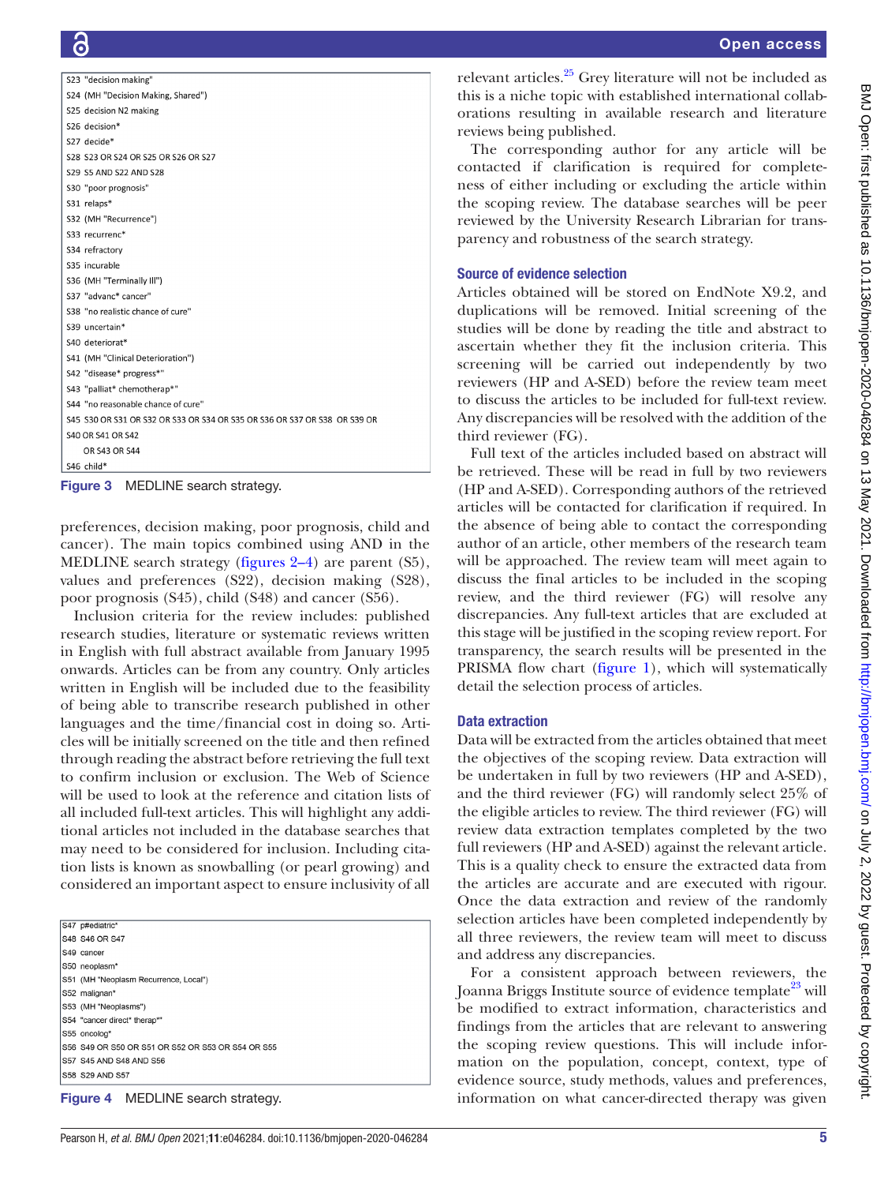```
S23 "decision making"
S24 (MH "Decision Making, Shared")
S25 decision N2 making
S26 decision*
S27 decide*
S28 S23 OR S24 OR S25 OR S26 OR S27
S29 S5 AND S22 AND S28
S30 "poor prognosis"
S31 relaps*
S32 (MH "Recurrence")
S33 recurrenc*
S34 refractory
S35 incurable
S36 (MH "Terminally Ill")
S37 "advanc* cancer"
S38 "no realistic chance of cure"
S39 uncertain*
S40 deteriorat*
S41 (MH "Clinical Deterioration")
S42 "disease* progress*"
S43 "palliat* chemotherap*"
S44 "no reasonable chance of cure"
S45 S30 OR S31 OR S32 OR S33 OR S34 OR S35 OR S36 OR S37 OR S38 OR S39 OR
S40 OR S41 OR S42
    OR S43 OR S44
S46 child*
```

Figure 3 MEDLINE search strategy.

preferences, decision making, poor prognosis, child and cancer). The main topics combined using AND in the MEDLINE search strategy (figures 2–4) are parent (S5), values and preferences (S22), decision making (S28), poor prognosis (S45), child (S48) and cancer (S56).

Inclusion criteria for the review includes: published research studies, literature or systematic reviews written in English with full abstract available from January 1995 onwards. Articles can be from any country. Only articles written in English will be included due to the feasibility of being able to transcribe research published in other languages and the time/financial cost in doing so. Articles will be initially screened on the title and then refined through reading the abstract before retrieving the full text to confirm inclusion or exclusion. The Web of Science will be used to look at the reference and citation lists of all included full-text articles. This will highlight any additional articles not included in the database searches that may need to be considered for inclusion. Including citation lists is known as snowballing (or pearl growing) and considered an important aspect to ensure inclusivity of all

```
S47 p#ediatric*
S48 S46 OR S47
S49 cancer
S50 neoplasm*
S51 (MH "Neoplasm Recurrence, Local")
S52 malignan*
S53 (MH "Neoplasms")
S54 "cancer direct* therap*"
S55 oncolog*
S56 S49 OR S50 OR S51 OR S52 OR S53 OR S54 OR S55
S57 S45 AND S48 AND S56
S58 S29 AND S57
```

Figure 4 MEDLINE search strategy.

relevant articles.[25] Grey literature will not be included as this is a niche topic with established international collaborations resulting in available research and literature reviews being published.

The corresponding author for any article will be contacted if clarification is required for completeness of either including or excluding the article within the scoping review. The database searches will be peer reviewed by the University Research Librarian for transparency and robustness of the search strategy.

## Source of evidence selection

Articles obtained will be stored on EndNote X9.2, and duplications will be removed. Initial screening of the studies will be done by reading the title and abstract to ascertain whether they fit the inclusion criteria. This screening will be carried out independently by two reviewers (HP and A-SED) before the review team meet to discuss the articles to be included for full-text review. Any discrepancies will be resolved with the addition of the third reviewer (FG).

Full text of the articles included based on abstract will be retrieved. These will be read in full by two reviewers (HP and A-SED). Corresponding authors of the retrieved articles will be contacted for clarification if required. In the absence of being able to contact the corresponding author of an article, other members of the research team will be approached. The review team will meet again to discuss the final articles to be included in the scoping review, and the third reviewer (FG) will resolve any discrepancies. Any full-text articles that are excluded at this stage will be justified in the scoping review report. For transparency, the search results will be presented in the PRISMA flow chart (figure 1), which will systematically detail the selection process of articles.

## Data extraction

Data will be extracted from the articles obtained that meet the objectives of the scoping review. Data extraction will be undertaken in full by two reviewers (HP and A-SED), and the third reviewer (FG) will randomly select 25% of the eligible articles to review. The third reviewer (FG) will review data extraction templates completed by the two full reviewers (HP and A-SED) against the relevant article. This is a quality check to ensure the extracted data from the articles are accurate and are executed with rigour. Once the data extraction and review of the randomly selection articles have been completed independently by all three reviewers, the review team will meet to discuss and address any discrepancies.

For a consistent approach between reviewers, the Joanna Briggs Institute source of evidence template[23] will be modified to extract information, characteristics and findings from the articles that are relevant to answering the scoping review questions. This will include information on the population, concept, context, type of evidence source, study methods, values and preferences, information on what cancer-directed therapy was given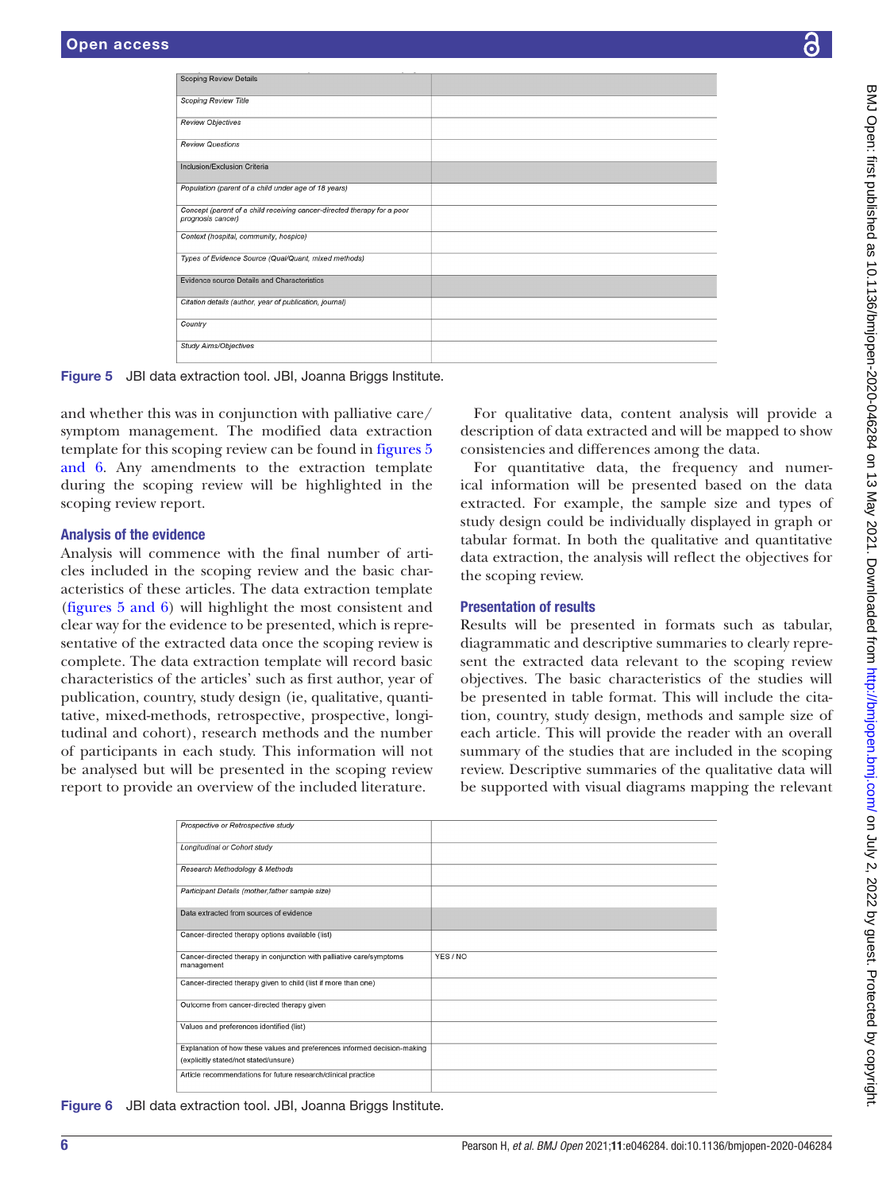| Scoping Review Details | |
|---|---|
| *Scoping Review Title* | |
| *Review Objectives* | |
| *Review Questions* | |
| Inclusion/Exclusion Criteria | |
| *Population (parent of a child under age of 18 years)* | |
| *Concept (parent of a child receiving cancer-directed therapy for a poor prognosis cancer)* | |
| *Context (hospital, community, hospice)* | |
| *Types of Evidence Source (Qual/Quant, mixed methods)* | |
| Evidence source Details and Characteristics | |
| *Citation details (author, year of publication, journal)* | |
| *Country* | |
| *Study Aims/Objectives* | |

**Figure 5** JBI data extraction tool. JBI, Joanna Briggs Institute.

and whether this was in conjunction with palliative care/symptom management. The modified data extraction template for this scoping review can be found in figures 5 and 6. Any amendments to the extraction template during the scoping review will be highlighted in the scoping review report.

### Analysis of the evidence

Analysis will commence with the final number of articles included in the scoping review and the basic characteristics of these articles. The data extraction template (figures 5 and 6) will highlight the most consistent and clear way for the evidence to be presented, which is representative of the extracted data once the scoping review is complete. The data extraction template will record basic characteristics of the articles' such as first author, year of publication, country, study design (ie, qualitative, quantitative, mixed-methods, retrospective, prospective, longitudinal and cohort), research methods and the number of participants in each study. This information will not be analysed but will be presented in the scoping review report to provide an overview of the included literature.

For qualitative data, content analysis will provide a description of data extracted and will be mapped to show consistencies and differences among the data.

For quantitative data, the frequency and numerical information will be presented based on the data extracted. For example, the sample size and types of study design could be individually displayed in graph or tabular format. In both the qualitative and quantitative data extraction, the analysis will reflect the objectives for the scoping review.

### Presentation of results

Results will be presented in formats such as tabular, diagrammatic and descriptive summaries to clearly represent the extracted data relevant to the scoping review objectives. The basic characteristics of the studies will be presented in table format. This will include the citation, country, study design, methods and sample size of each article. This will provide the reader with an overall summary of the studies that are included in the scoping review. Descriptive summaries of the qualitative data will be supported with visual diagrams mapping the relevant

| *Prospective or Retrospective study* | |
|---|---|
| *Longitudinal or Cohort study* | |
| *Research Methodology & Methods* | |
| *Participant Details (mother,father sample size)* | |
| Data extracted from sources of evidence | |
| Cancer-directed therapy options available (list) | |
| Cancer-directed therapy in conjunction with palliative care/symptoms management | YES / NO |
| Cancer-directed therapy given to child (list if more than one) | |
| Outcome from cancer-directed therapy given | |
| Values and preferences identified (list) | |
| Explanation of how these values and preferences informed decision-making (explicitly stated/not stated/unsure) | |
| Article recommendations for future research/clinical practice | |

**Figure 6** JBI data extraction tool. JBI, Joanna Briggs Institute.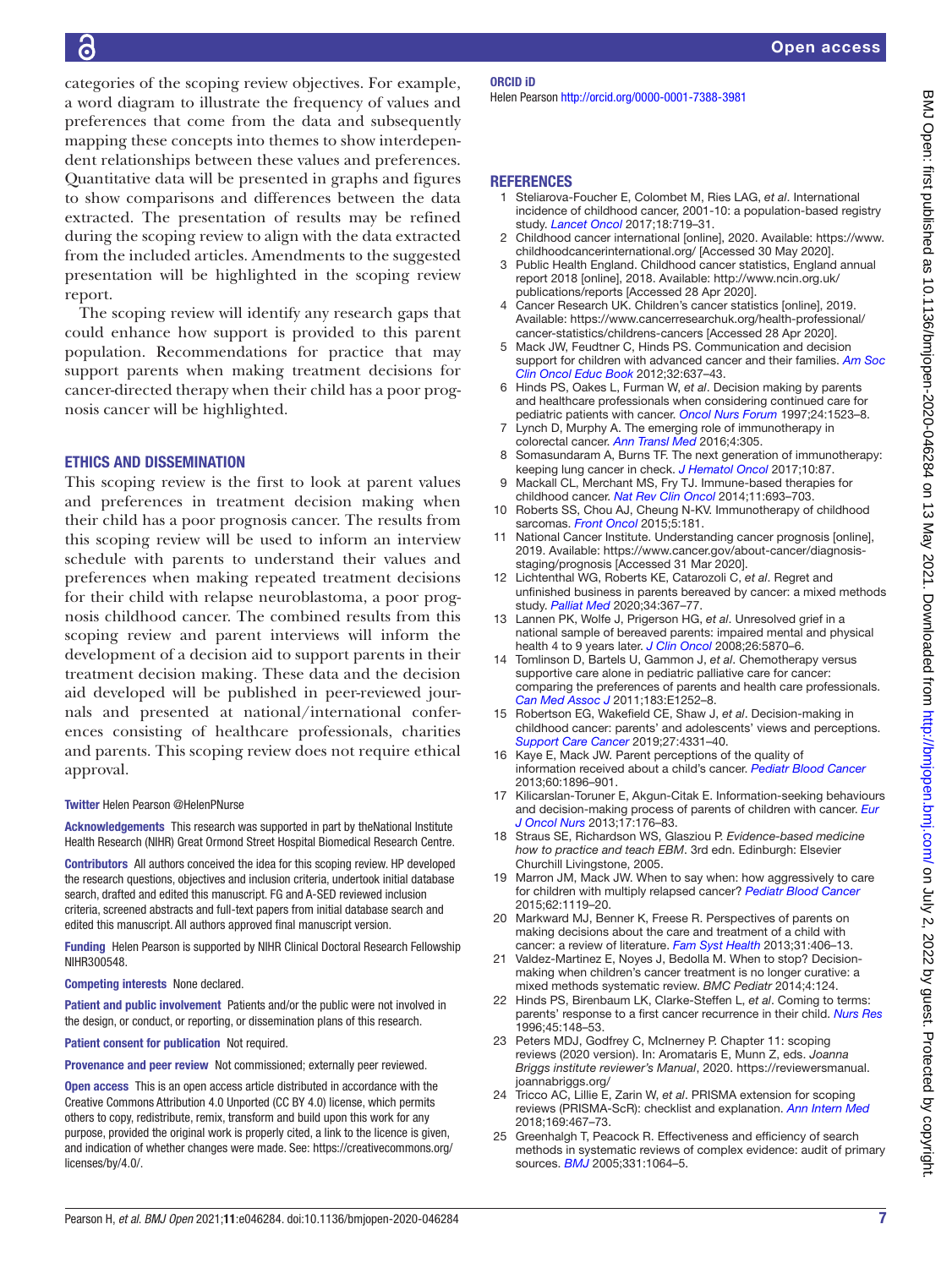categories of the scoping review objectives. For example, a word diagram to illustrate the frequency of values and preferences that come from the data and subsequently mapping these concepts into themes to show interdependent relationships between these values and preferences. Quantitative data will be presented in graphs and figures to show comparisons and differences between the data extracted. The presentation of results may be refined during the scoping review to align with the data extracted from the included articles. Amendments to the suggested presentation will be highlighted in the scoping review report.

The scoping review will identify any research gaps that could enhance how support is provided to this parent population. Recommendations for practice that may support parents when making treatment decisions for cancer-directed therapy when their child has a poor prognosis cancer will be highlighted.

## ETHICS AND DISSEMINATION

This scoping review is the first to look at parent values and preferences in treatment decision making when their child has a poor prognosis cancer. The results from this scoping review will be used to inform an interview schedule with parents to understand their values and preferences when making repeated treatment decisions for their child with relapse neuroblastoma, a poor prognosis childhood cancer. The combined results from this scoping review and parent interviews will inform the development of a decision aid to support parents in their treatment decision making. These data and the decision aid developed will be published in peer-reviewed journals and presented at national/international conferences consisting of healthcare professionals, charities and parents. This scoping review does not require ethical approval.

**Twitter** Helen Pearson @HelenPNurse

**Acknowledgements** This research was supported in part by theNational Institute Health Research (NIHR) Great Ormond Street Hospital Biomedical Research Centre.

**Contributors** All authors conceived the idea for this scoping review. HP developed the research questions, objectives and inclusion criteria, undertook initial database search, drafted and edited this manuscript. FG and A-SED reviewed inclusion criteria, screened abstracts and full-text papers from initial database search and edited this manuscript. All authors approved final manuscript version.

**Funding** Helen Pearson is supported by NIHR Clinical Doctoral Research Fellowship NIHR300548.

**Competing interests** None declared.

**Patient and public involvement** Patients and/or the public were not involved in the design, or conduct, or reporting, or dissemination plans of this research.

**Patient consent for publication** Not required.

**Provenance and peer review** Not commissioned; externally peer reviewed.

**Open access** This is an open access article distributed in accordance with the Creative Commons Attribution 4.0 Unported (CC BY 4.0) license, which permits others to copy, redistribute, remix, transform and build upon this work for any purpose, provided the original work is properly cited, a link to the licence is given, and indication of whether changes were made. See: https://creativecommons.org/licenses/by/4.0/.

**ORCID iD**

Helen Pearson http://orcid.org/0000-0001-7388-3981

## REFERENCES

1. Steliarova-Foucher E, Colombet M, Ries LAG, *et al*. International incidence of childhood cancer, 2001-10: a population-based registry study. *Lancet Oncol* 2017;18:719–31.
2. Childhood cancer international [online], 2020. Available: https://www.childhoodcancerinternational.org/ [Accessed 30 May 2020].
3. Public Health England. Childhood cancer statistics, England annual report 2018 [online], 2018. Available: http://www.ncin.org.uk/publications/reports [Accessed 28 Apr 2020].
4. Cancer Research UK. Children's cancer statistics [online], 2019. Available: https://www.cancerresearchuk.org/health-professional/cancer-statistics/childrens-cancers [Accessed 28 Apr 2020].
5. Mack JW, Feudtner C, Hinds PS. Communication and decision support for children with advanced cancer and their families. *Am Soc Clin Oncol Educ Book* 2012;32:637–43.
6. Hinds PS, Oakes L, Furman W, *et al*. Decision making by parents and healthcare professionals when considering continued care for pediatric patients with cancer. *Oncol Nurs Forum* 1997;24:1523–8.
7. Lynch D, Murphy A. The emerging role of immunotherapy in colorectal cancer. *Ann Transl Med* 2016;4:305.
8. Somasundaram A, Burns TF. The next generation of immunotherapy: keeping lung cancer in check. *J Hematol Oncol* 2017;10:87.
9. Mackall CL, Merchant MS, Fry TJ. Immune-based therapies for childhood cancer. *Nat Rev Clin Oncol* 2014;11:693–703.
10. Roberts SS, Chou AJ, Cheung N-KV. Immunotherapy of childhood sarcomas. *Front Oncol* 2015;5:181.
11. National Cancer Institute. Understanding cancer prognosis [online], 2019. Available: https://www.cancer.gov/about-cancer/diagnosis-staging/prognosis [Accessed 31 Mar 2020].
12. Lichtenthal WG, Roberts KE, Catarozoli C, *et al*. Regret and unfinished business in parents bereaved by cancer: a mixed methods study. *Palliat Med* 2020;34:367–77.
13. Lannen PK, Wolfe J, Prigerson HG, *et al*. Unresolved grief in a national sample of bereaved parents: impaired mental and physical health 4 to 9 years later. *J Clin Oncol* 2008;26:5870–6.
14. Tomlinson D, Bartels U, Gammon J, *et al*. Chemotherapy versus supportive care alone in pediatric palliative care for cancer: comparing the preferences of parents and health care professionals. *Can Med Assoc J* 2011;183:E1252–8.
15. Robertson EG, Wakefield CE, Shaw J, *et al*. Decision-making in childhood cancer: parents' and adolescents' views and perceptions. *Support Care Cancer* 2019;27:4331–40.
16. Kaye E, Mack JW. Parent perceptions of the quality of information received about a child's cancer. *Pediatr Blood Cancer* 2013;60:1896–901.
17. Kilicarslan-Toruner E, Akgun-Citak E. Information-seeking behaviours and decision-making process of parents of children with cancer. *Eur J Oncol Nurs* 2013;17:176–83.
18. Straus SE, Richardson WS, Glasziou P. *Evidence-based medicine how to practice and teach EBM*. 3rd edn. Edinburgh: Elsevier Churchill Livingstone, 2005.
19. Marron JM, Mack JW. When to say when: how aggressively to care for children with multiply relapsed cancer? *Pediatr Blood Cancer* 2015;62:1119–20.
20. Markward MJ, Benner K, Freese R. Perspectives of parents on making decisions about the care and treatment of a child with cancer: a review of literature. *Fam Syst Health* 2013;31:406–13.
21. Valdez-Martinez E, Noyes J, Bedolla M. When to stop? Decision-making when children's cancer treatment is no longer curative: a mixed methods systematic review. *BMC Pediatr* 2014;4:124.
22. Hinds PS, Birenbaum LK, Clarke-Steffen L, *et al*. Coming to terms: parents' response to a first cancer recurrence in their child. *Nurs Res* 1996;45:148–53.
23. Peters MDJ, Godfrey C, McInerney P. Chapter 11: scoping reviews (2020 version). In: Aromataris E, Munn Z, eds. *Joanna Briggs institute reviewer's Manual*, 2020. https://reviewersmanual.joannabriggs.org/
24. Tricco AC, Lillie E, Zarin W, *et al*. PRISMA extension for scoping reviews (PRISMA-ScR): checklist and explanation. *Ann Intern Med* 2018;169:467–73.
25. Greenhalgh T, Peacock R. Effectiveness and efficiency of search methods in systematic reviews of complex evidence: audit of primary sources. *BMJ* 2005;331:1064–5.